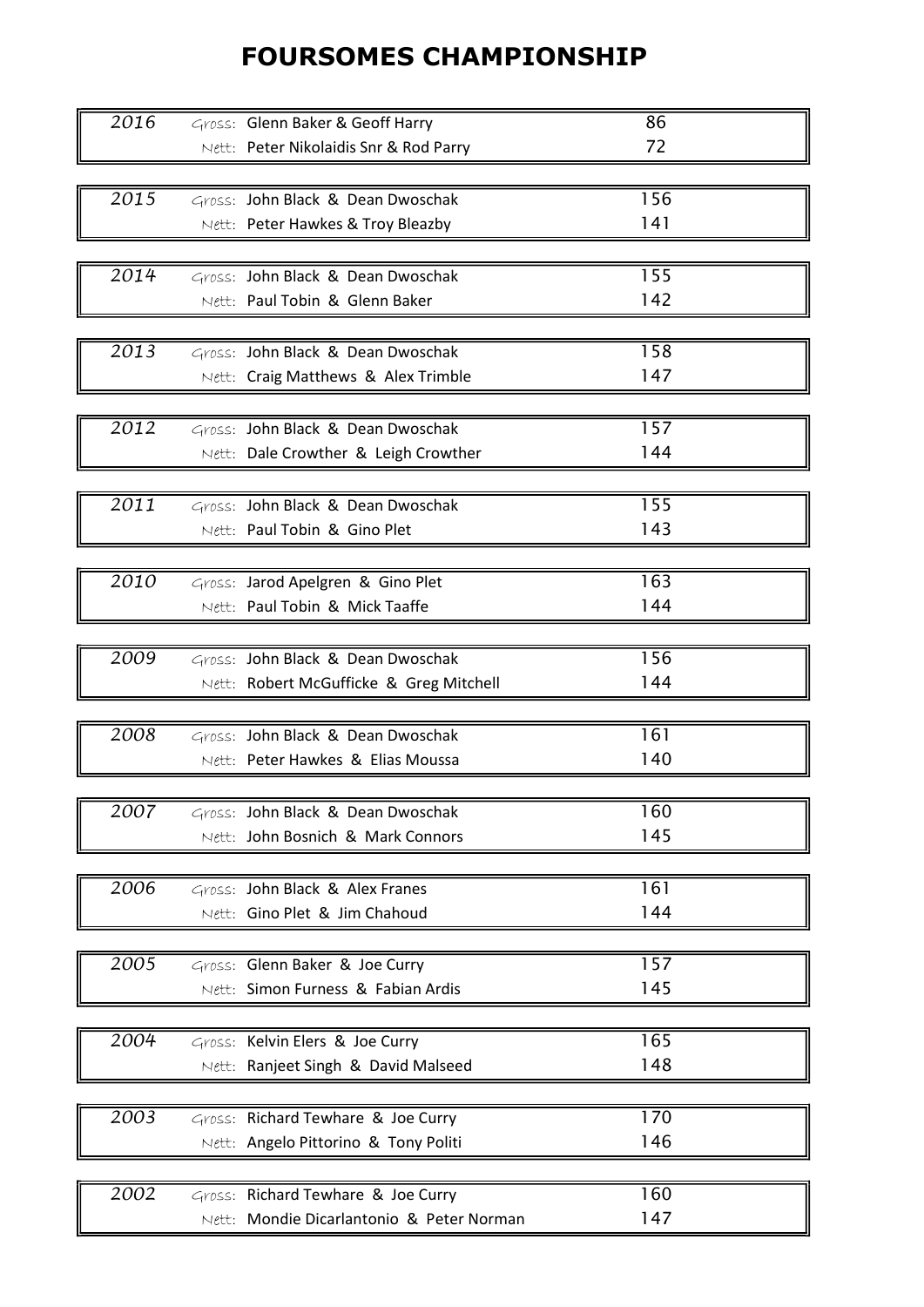# FOURSOMES CHAMPIONSHIP

| Year | Category | Names | Score |
| --- | --- | --- | --- |
| 2016 | Gross: | Glenn Baker & Geoff Harry | 86 |
| | Nett: | Peter Nikolaidis Snr & Rod Parry | 72 |
| 2015 | Gross: | John Black & Dean Dwoschak | 156 |
| | Nett: | Peter Hawkes & Troy Bleazby | 141 |
| 2014 | Gross: | John Black & Dean Dwoschak | 155 |
| | Nett: | Paul Tobin & Glenn Baker | 142 |
| 2013 | Gross: | John Black & Dean Dwoschak | 158 |
| | Nett: | Craig Matthews & Alex Trimble | 147 |
| 2012 | Gross: | John Black & Dean Dwoschak | 157 |
| | Nett: | Dale Crowther & Leigh Crowther | 144 |
| 2011 | Gross: | John Black & Dean Dwoschak | 155 |
| | Nett: | Paul Tobin & Gino Plet | 143 |
| 2010 | Gross: | Jarod Apelgren & Gino Plet | 163 |
| | Nett: | Paul Tobin & Mick Taaffe | 144 |
| 2009 | Gross: | John Black & Dean Dwoschak | 156 |
| | Nett: | Robert McGufficke & Greg Mitchell | 144 |
| 2008 | Gross: | John Black & Dean Dwoschak | 161 |
| | Nett: | Peter Hawkes & Elias Moussa | 140 |
| 2007 | Gross: | John Black & Dean Dwoschak | 160 |
| | Nett: | John Bosnich & Mark Connors | 145 |
| 2006 | Gross: | John Black & Alex Franes | 161 |
| | Nett: | Gino Plet & Jim Chahoud | 144 |
| 2005 | Gross: | Glenn Baker & Joe Curry | 157 |
| | Nett: | Simon Furness & Fabian Ardis | 145 |
| 2004 | Gross: | Kelvin Elers & Joe Curry | 165 |
| | Nett: | Ranjeet Singh & David Malseed | 148 |
| 2003 | Gross: | Richard Tewhare & Joe Curry | 170 |
| | Nett: | Angelo Pittorino & Tony Politi | 146 |
| 2002 | Gross: | Richard Tewhare & Joe Curry | 160 |
| | Nett: | Mondie Dicarlantonio & Peter Norman | 147 |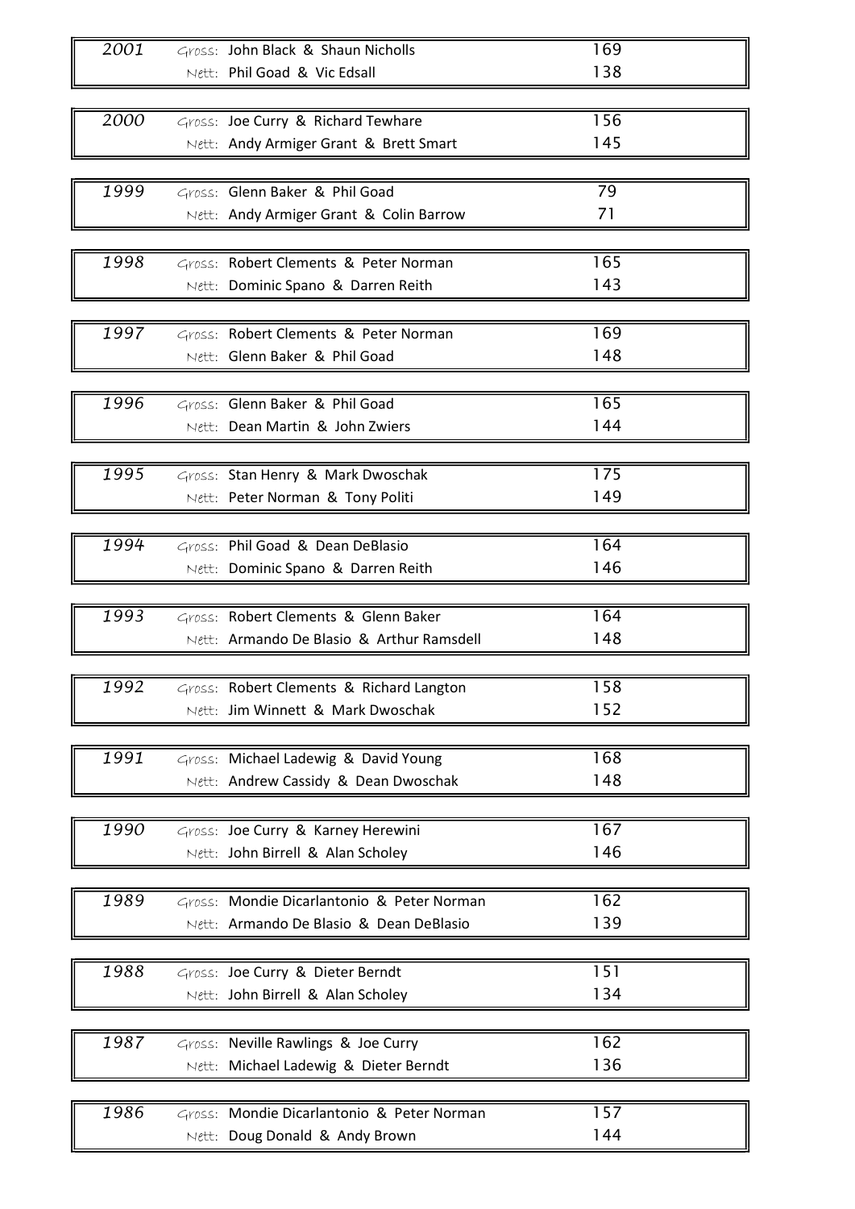| Year | | Winners | Score |
|---|---|---|---|
| 2001 | Gross: | John Black & Shaun Nicholls | 169 |
| | Nett: | Phil Goad & Vic Edsall | 138 |
| 2000 | Gross: | Joe Curry & Richard Tewhare | 156 |
| | Nett: | Andy Armiger Grant & Brett Smart | 145 |
| 1999 | Gross: | Glenn Baker & Phil Goad | 79 |
| | Nett: | Andy Armiger Grant & Colin Barrow | 71 |
| 1998 | Gross: | Robert Clements & Peter Norman | 165 |
| | Nett: | Dominic Spano & Darren Reith | 143 |
| 1997 | Gross: | Robert Clements & Peter Norman | 169 |
| | Nett: | Glenn Baker & Phil Goad | 148 |
| 1996 | Gross: | Glenn Baker & Phil Goad | 165 |
| | Nett: | Dean Martin & John Zwiers | 144 |
| 1995 | Gross: | Stan Henry & Mark Dwoschak | 175 |
| | Nett: | Peter Norman & Tony Politi | 149 |
| 1994 | Gross: | Phil Goad & Dean DeBlasio | 164 |
| | Nett: | Dominic Spano & Darren Reith | 146 |
| 1993 | Gross: | Robert Clements & Glenn Baker | 164 |
| | Nett: | Armando De Blasio & Arthur Ramsdell | 148 |
| 1992 | Gross: | Robert Clements & Richard Langton | 158 |
| | Nett: | Jim Winnett & Mark Dwoschak | 152 |
| 1991 | Gross: | Michael Ladewig & David Young | 168 |
| | Nett: | Andrew Cassidy & Dean Dwoschak | 148 |
| 1990 | Gross: | Joe Curry & Karney Herewini | 167 |
| | Nett: | John Birrell & Alan Scholey | 146 |
| 1989 | Gross: | Mondie Dicarlantonio & Peter Norman | 162 |
| | Nett: | Armando De Blasio & Dean DeBlasio | 139 |
| 1988 | Gross: | Joe Curry & Dieter Berndt | 151 |
| | Nett: | John Birrell & Alan Scholey | 134 |
| 1987 | Gross: | Neville Rawlings & Joe Curry | 162 |
| | Nett: | Michael Ladewig & Dieter Berndt | 136 |
| 1986 | Gross: | Mondie Dicarlantonio & Peter Norman | 157 |
| | Nett: | Doug Donald & Andy Brown | 144 |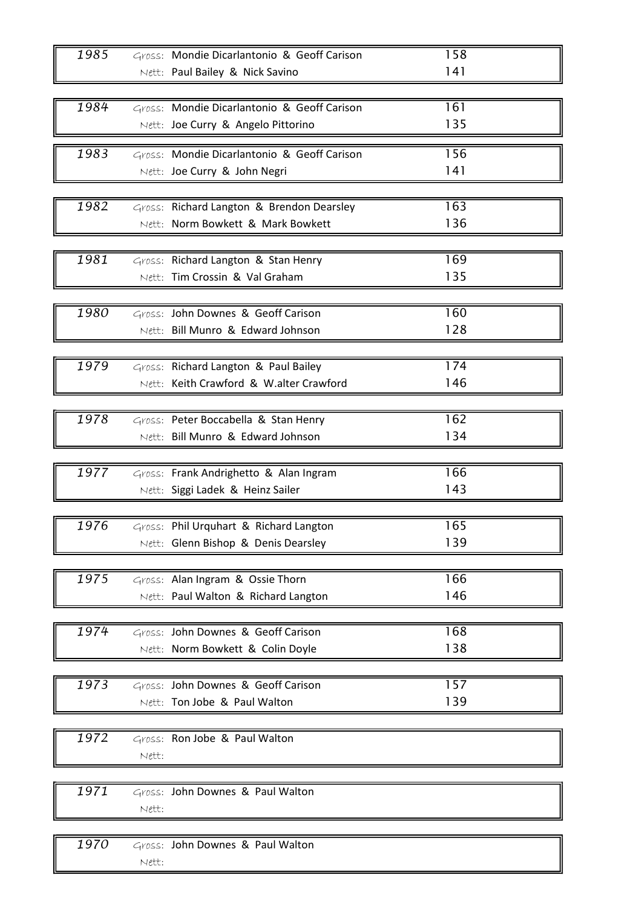| Year | | Names | Score |
|---|---|---|---|
| 1985 | Gross: | Mondie Dicarlantonio & Geoff Carison | 158 |
| | Nett: | Paul Bailey & Nick Savino | 141 |
| 1984 | Gross: | Mondie Dicarlantonio & Geoff Carison | 161 |
| | Nett: | Joe Curry & Angelo Pittorino | 135 |
| 1983 | Gross: | Mondie Dicarlantonio & Geoff Carison | 156 |
| | Nett: | Joe Curry & John Negri | 141 |
| 1982 | Gross: | Richard Langton & Brendon Dearsley | 163 |
| | Nett: | Norm Bowkett & Mark Bowkett | 136 |
| 1981 | Gross: | Richard Langton & Stan Henry | 169 |
| | Nett: | Tim Crossin & Val Graham | 135 |
| 1980 | Gross: | John Downes & Geoff Carison | 160 |
| | Nett: | Bill Munro & Edward Johnson | 128 |
| 1979 | Gross: | Richard Langton & Paul Bailey | 174 |
| | Nett: | Keith Crawford & W.alter Crawford | 146 |
| 1978 | Gross: | Peter Boccabella & Stan Henry | 162 |
| | Nett: | Bill Munro & Edward Johnson | 134 |
| 1977 | Gross: | Frank Andrighetto & Alan Ingram | 166 |
| | Nett: | Siggi Ladek & Heinz Sailer | 143 |
| 1976 | Gross: | Phil Urquhart & Richard Langton | 165 |
| | Nett: | Glenn Bishop & Denis Dearsley | 139 |
| 1975 | Gross: | Alan Ingram & Ossie Thorn | 166 |
| | Nett: | Paul Walton & Richard Langton | 146 |
| 1974 | Gross: | John Downes & Geoff Carison | 168 |
| | Nett: | Norm Bowkett & Colin Doyle | 138 |
| 1973 | Gross: | John Downes & Geoff Carison | 157 |
| | Nett: | Ton Jobe & Paul Walton | 139 |
| 1972 | Gross: | Ron Jobe & Paul Walton | |
| | Nett: | | |
| 1971 | Gross: | John Downes & Paul Walton | |
| | Nett: | | |
| 1970 | Gross: | John Downes & Paul Walton | |
| | Nett: | | |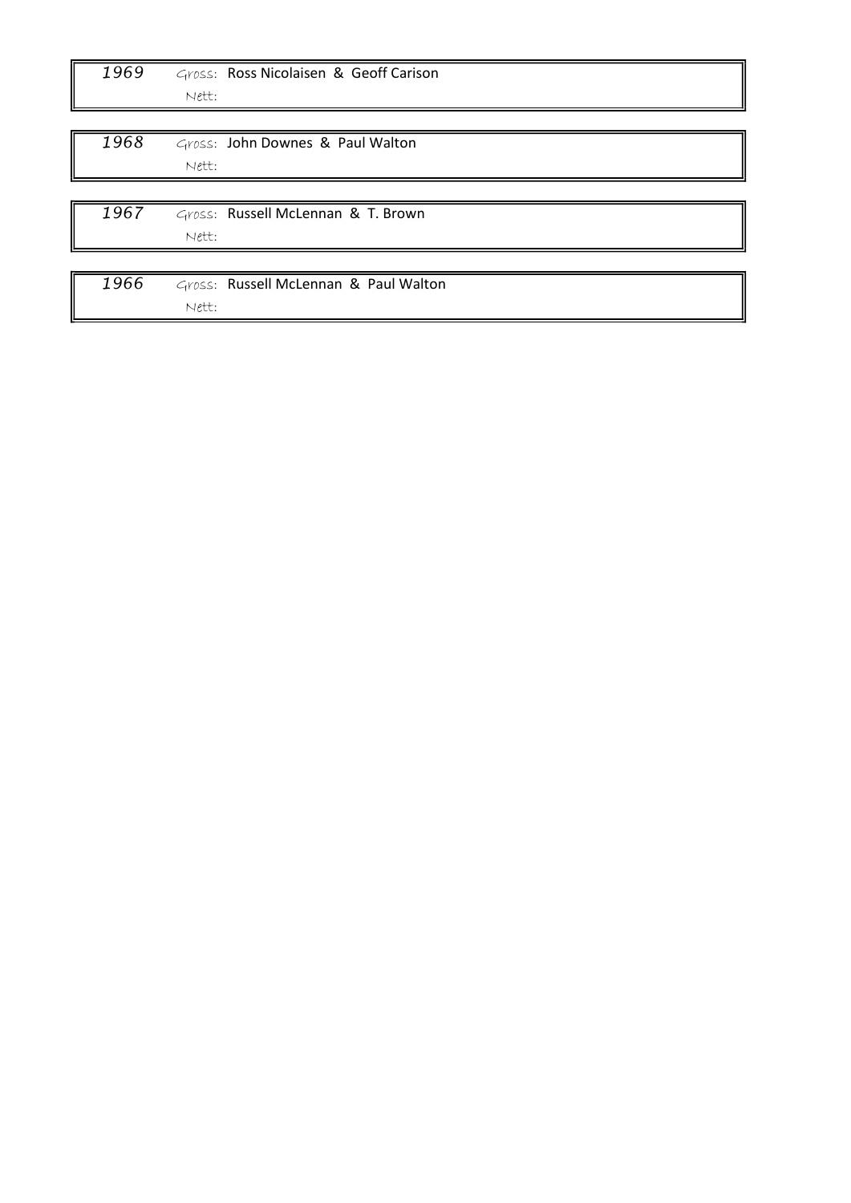| | | |
|---|---|---|
| *1969* | Gross: | Ross Nicolaisen & Geoff Carison |
| | Nett: | |

| | | |
|---|---|---|
| *1968* | Gross: | John Downes & Paul Walton |
| | Nett: | |

| | | |
|---|---|---|
| *1967* | Gross: | Russell McLennan & T. Brown |
| | Nett: | |

| | | |
|---|---|---|
| *1966* | Gross: | Russell McLennan & Paul Walton |
| | Nett: | |